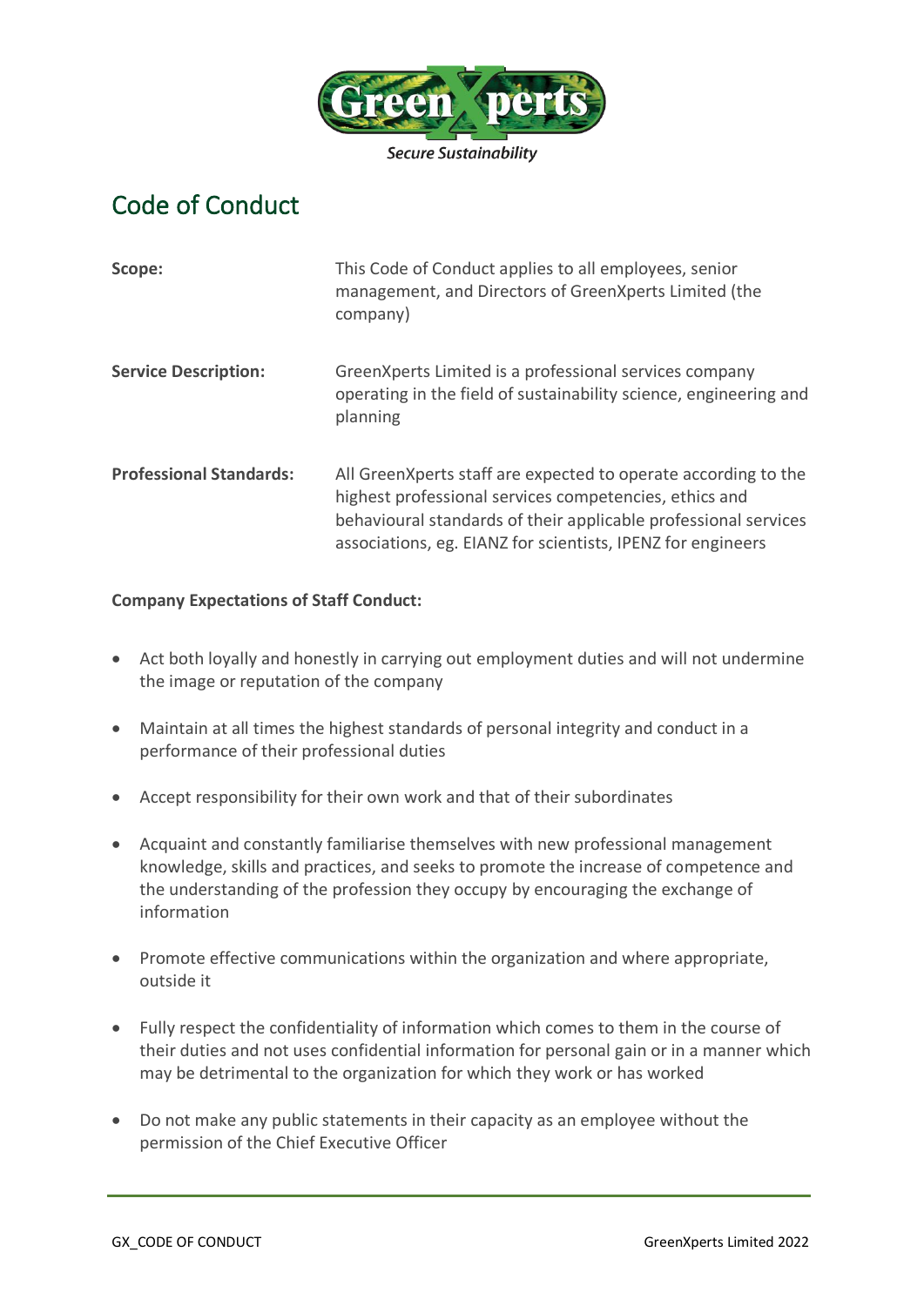GreenXperts

*Secure Sustainability*

# Code of Conduct

| | |
|---|---|
| **Scope:** | This Code of Conduct applies to all employees, senior management, and Directors of GreenXperts Limited (the company) |
| **Service Description:** | GreenXperts Limited is a professional services company operating in the field of sustainability science, engineering and planning |
| **Professional Standards:** | All GreenXperts staff are expected to operate according to the highest professional services competencies, ethics and behavioural standards of their applicable professional services associations, eg. EIANZ for scientists, IPENZ for engineers |

**Company Expectations of Staff Conduct:**

- Act both loyally and honestly in carrying out employment duties and will not undermine the image or reputation of the company
- Maintain at all times the highest standards of personal integrity and conduct in a performance of their professional duties
- Accept responsibility for their own work and that of their subordinates
- Acquaint and constantly familiarise themselves with new professional management knowledge, skills and practices, and seeks to promote the increase of competence and the understanding of the profession they occupy by encouraging the exchange of information
- Promote effective communications within the organization and where appropriate, outside it
- Fully respect the confidentiality of information which comes to them in the course of their duties and not uses confidential information for personal gain or in a manner which may be detrimental to the organization for which they work or has worked
- Do not make any public statements in their capacity as an employee without the permission of the Chief Executive Officer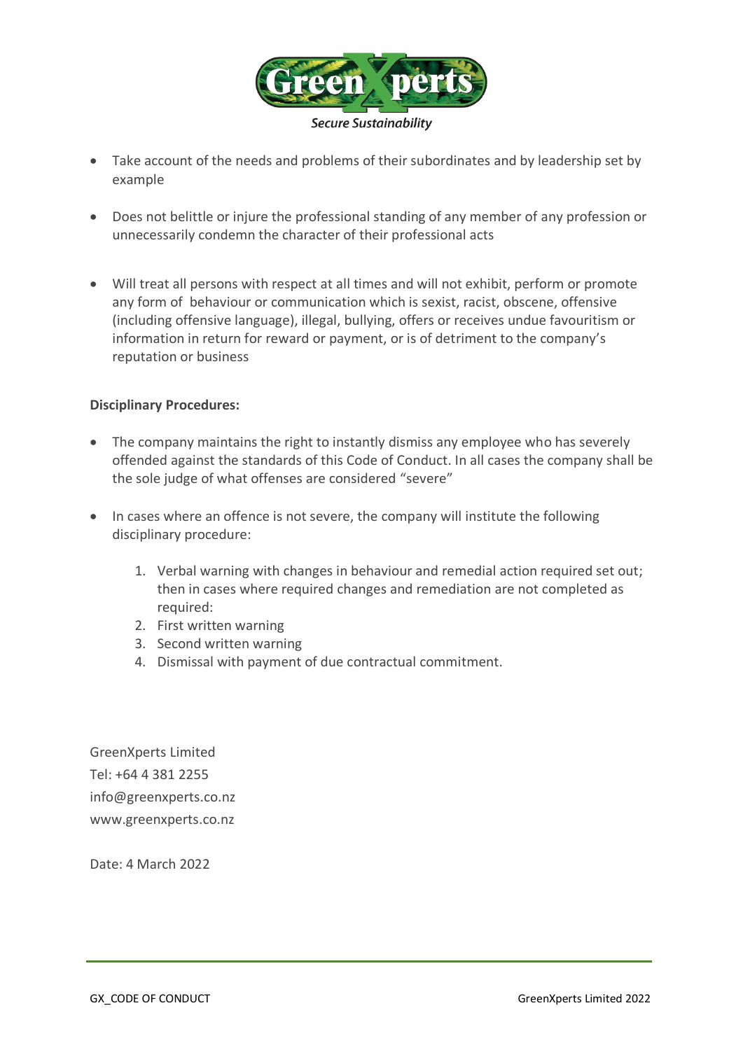- Take account of the needs and problems of their subordinates and by leadership set by example

- Does not belittle or injure the professional standing of any member of any profession or unnecessarily condemn the character of their professional acts

- Will treat all persons with respect at all times and will not exhibit, perform or promote any form of behaviour or communication which is sexist, racist, obscene, offensive (including offensive language), illegal, bullying, offers or receives undue favouritism or information in return for reward or payment, or is of detriment to the company's reputation or business

**Disciplinary Procedures:**

- The company maintains the right to instantly dismiss any employee who has severely offended against the standards of this Code of Conduct. In all cases the company shall be the sole judge of what offenses are considered "severe"

- In cases where an offence is not severe, the company will institute the following disciplinary procedure:

  1. Verbal warning with changes in behaviour and remedial action required set out; then in cases where required changes and remediation are not completed as required:
  2. First written warning
  3. Second written warning
  4. Dismissal with payment of due contractual commitment.

GreenXperts Limited
Tel: +64 4 381 2255
info@greenxperts.co.nz
www.greenxperts.co.nz

Date: 4 March 2022